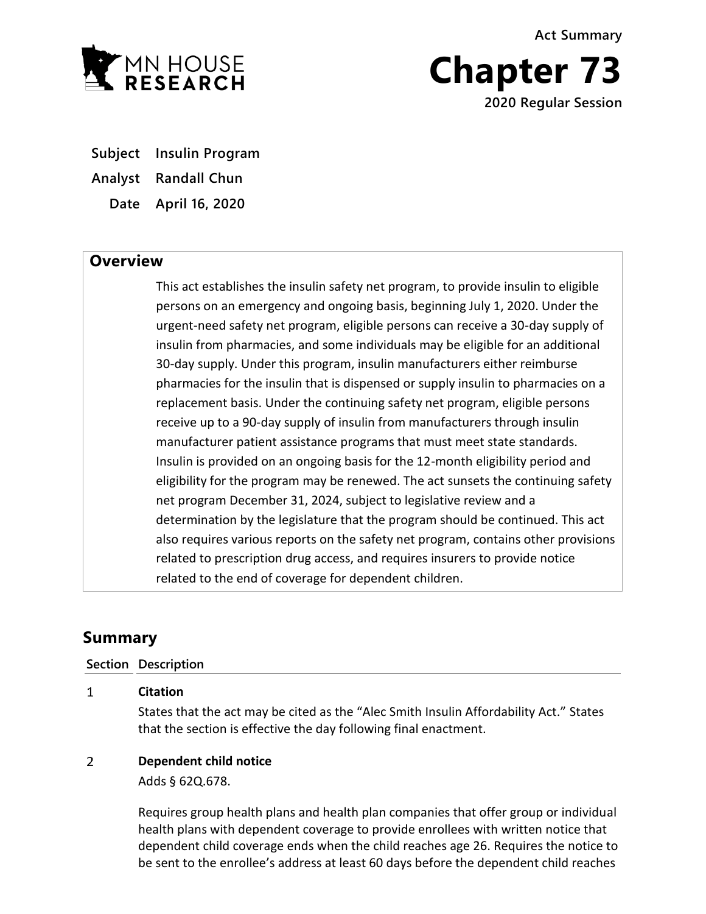MN HOUSE RESEARCH

Act Summary

# Chapter 73

2020 Regular Session

**Subject** Insulin Program

**Analyst** Randall Chun

**Date** April 16, 2020

## Overview

This act establishes the insulin safety net program, to provide insulin to eligible persons on an emergency and ongoing basis, beginning July 1, 2020. Under the urgent-need safety net program, eligible persons can receive a 30-day supply of insulin from pharmacies, and some individuals may be eligible for an additional 30-day supply. Under this program, insulin manufacturers either reimburse pharmacies for the insulin that is dispensed or supply insulin to pharmacies on a replacement basis. Under the continuing safety net program, eligible persons receive up to a 90-day supply of insulin from manufacturers through insulin manufacturer patient assistance programs that must meet state standards. Insulin is provided on an ongoing basis for the 12-month eligibility period and eligibility for the program may be renewed. The act sunsets the continuing safety net program December 31, 2024, subject to legislative review and a determination by the legislature that the program should be continued. This act also requires various reports on the safety net program, contains other provisions related to prescription drug access, and requires insurers to provide notice related to the end of coverage for dependent children.

## Summary

| Section | Description |
|---|---|
| 1 | **Citation**<br>States that the act may be cited as the "Alec Smith Insulin Affordability Act." States that the section is effective the day following final enactment. |
| 2 | **Dependent child notice**<br>Adds § 62Q.678.<br><br>Requires group health plans and health plan companies that offer group or individual health plans with dependent coverage to provide enrollees with written notice that dependent child coverage ends when the child reaches age 26. Requires the notice to be sent to the enrollee's address at least 60 days before the dependent child reaches |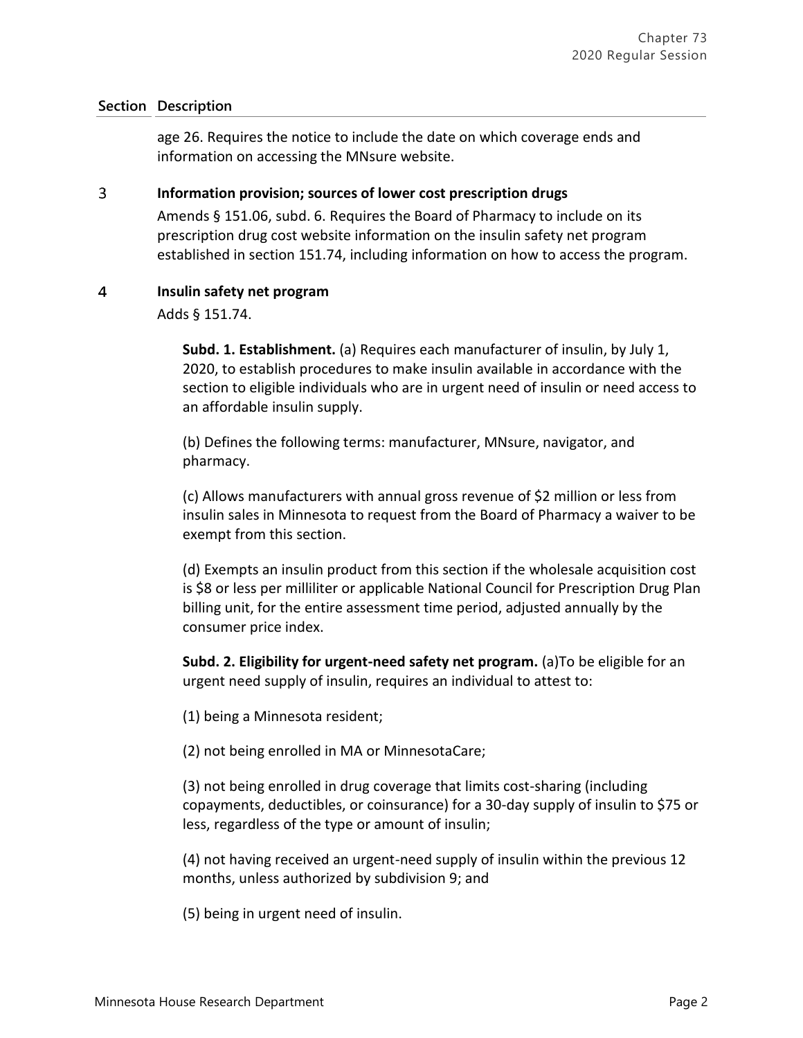| Section | Description |
|---|---|
| | age 26. Requires the notice to include the date on which coverage ends and information on accessing the MNsure website. |
| 3 | **Information provision; sources of lower cost prescription drugs** |
| | Amends § 151.06, subd. 6. Requires the Board of Pharmacy to include on its prescription drug cost website information on the insulin safety net program established in section 151.74, including information on how to access the program. |
| 4 | **Insulin safety net program** |
| | Adds § 151.74. |

**Subd. 1. Establishment.** (a) Requires each manufacturer of insulin, by July 1, 2020, to establish procedures to make insulin available in accordance with the section to eligible individuals who are in urgent need of insulin or need access to an affordable insulin supply.

(b) Defines the following terms: manufacturer, MNsure, navigator, and pharmacy.

(c) Allows manufacturers with annual gross revenue of $2 million or less from insulin sales in Minnesota to request from the Board of Pharmacy a waiver to be exempt from this section.

(d) Exempts an insulin product from this section if the wholesale acquisition cost is $8 or less per milliliter or applicable National Council for Prescription Drug Plan billing unit, for the entire assessment time period, adjusted annually by the consumer price index.

**Subd. 2. Eligibility for urgent-need safety net program.** (a)To be eligible for an urgent need supply of insulin, requires an individual to attest to:

(1) being a Minnesota resident;

(2) not being enrolled in MA or MinnesotaCare;

(3) not being enrolled in drug coverage that limits cost-sharing (including copayments, deductibles, or coinsurance) for a 30-day supply of insulin to $75 or less, regardless of the type or amount of insulin;

(4) not having received an urgent-need supply of insulin within the previous 12 months, unless authorized by subdivision 9; and

(5) being in urgent need of insulin.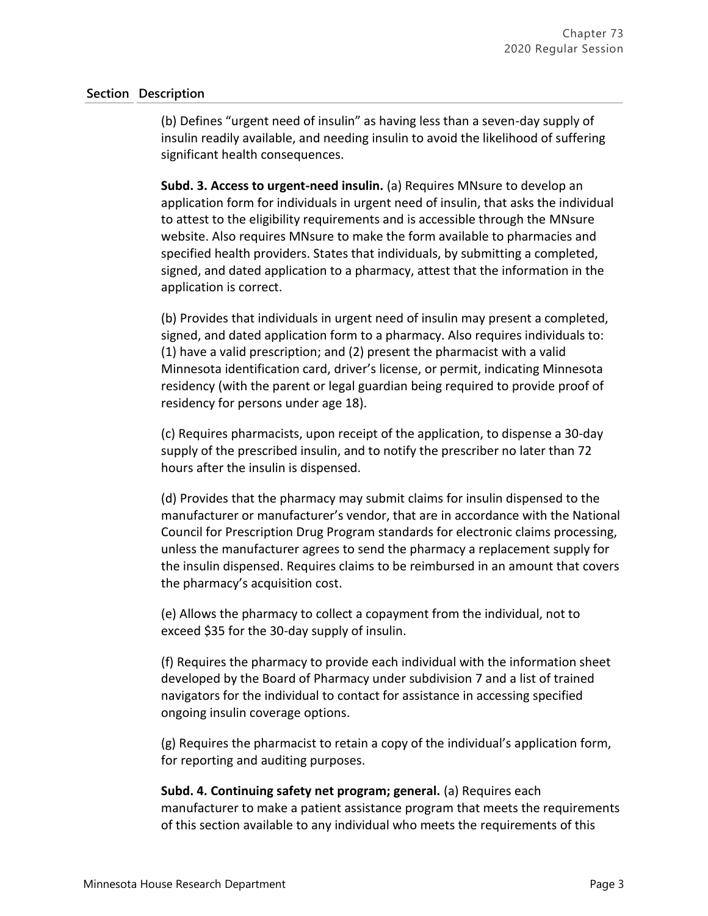| Section | Description |
|---|---|
| | (b) Defines "urgent need of insulin" as having less than a seven-day supply of insulin readily available, and needing insulin to avoid the likelihood of suffering significant health consequences. |
| | **Subd. 3. Access to urgent-need insulin.** (a) Requires MNsure to develop an application form for individuals in urgent need of insulin, that asks the individual to attest to the eligibility requirements and is accessible through the MNsure website. Also requires MNsure to make the form available to pharmacies and specified health providers. States that individuals, by submitting a completed, signed, and dated application to a pharmacy, attest that the information in the application is correct. |
| | (b) Provides that individuals in urgent need of insulin may present a completed, signed, and dated application form to a pharmacy. Also requires individuals to: (1) have a valid prescription; and (2) present the pharmacist with a valid Minnesota identification card, driver's license, or permit, indicating Minnesota residency (with the parent or legal guardian being required to provide proof of residency for persons under age 18). |
| | (c) Requires pharmacists, upon receipt of the application, to dispense a 30-day supply of the prescribed insulin, and to notify the prescriber no later than 72 hours after the insulin is dispensed. |
| | (d) Provides that the pharmacy may submit claims for insulin dispensed to the manufacturer or manufacturer's vendor, that are in accordance with the National Council for Prescription Drug Program standards for electronic claims processing, unless the manufacturer agrees to send the pharmacy a replacement supply for the insulin dispensed. Requires claims to be reimbursed in an amount that covers the pharmacy's acquisition cost. |
| | (e) Allows the pharmacy to collect a copayment from the individual, not to exceed $35 for the 30-day supply of insulin. |
| | (f) Requires the pharmacy to provide each individual with the information sheet developed by the Board of Pharmacy under subdivision 7 and a list of trained navigators for the individual to contact for assistance in accessing specified ongoing insulin coverage options. |
| | (g) Requires the pharmacist to retain a copy of the individual's application form, for reporting and auditing purposes. |
| | **Subd. 4. Continuing safety net program; general.** (a) Requires each manufacturer to make a patient assistance program that meets the requirements of this section available to any individual who meets the requirements of this |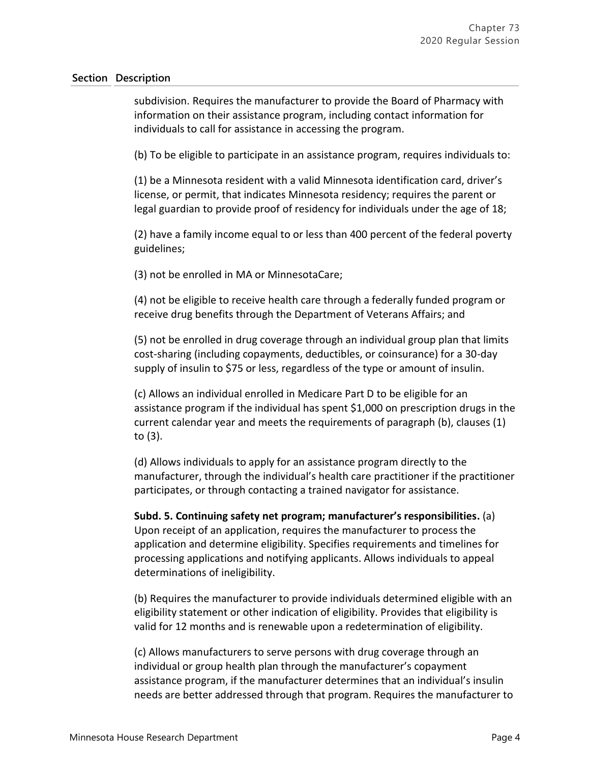| Section | Description |
|---|---|

subdivision. Requires the manufacturer to provide the Board of Pharmacy with information on their assistance program, including contact information for individuals to call for assistance in accessing the program.

(b) To be eligible to participate in an assistance program, requires individuals to:

(1) be a Minnesota resident with a valid Minnesota identification card, driver's license, or permit, that indicates Minnesota residency; requires the parent or legal guardian to provide proof of residency for individuals under the age of 18;

(2) have a family income equal to or less than 400 percent of the federal poverty guidelines;

(3) not be enrolled in MA or MinnesotaCare;

(4) not be eligible to receive health care through a federally funded program or receive drug benefits through the Department of Veterans Affairs; and

(5) not be enrolled in drug coverage through an individual group plan that limits cost-sharing (including copayments, deductibles, or coinsurance) for a 30-day supply of insulin to $75 or less, regardless of the type or amount of insulin.

(c) Allows an individual enrolled in Medicare Part D to be eligible for an assistance program if the individual has spent $1,000 on prescription drugs in the current calendar year and meets the requirements of paragraph (b), clauses (1) to (3).

(d) Allows individuals to apply for an assistance program directly to the manufacturer, through the individual's health care practitioner if the practitioner participates, or through contacting a trained navigator for assistance.

**Subd. 5. Continuing safety net program; manufacturer's responsibilities.** (a) Upon receipt of an application, requires the manufacturer to process the application and determine eligibility. Specifies requirements and timelines for processing applications and notifying applicants. Allows individuals to appeal determinations of ineligibility.

(b) Requires the manufacturer to provide individuals determined eligible with an eligibility statement or other indication of eligibility. Provides that eligibility is valid for 12 months and is renewable upon a redetermination of eligibility.

(c) Allows manufacturers to serve persons with drug coverage through an individual or group health plan through the manufacturer's copayment assistance program, if the manufacturer determines that an individual's insulin needs are better addressed through that program. Requires the manufacturer to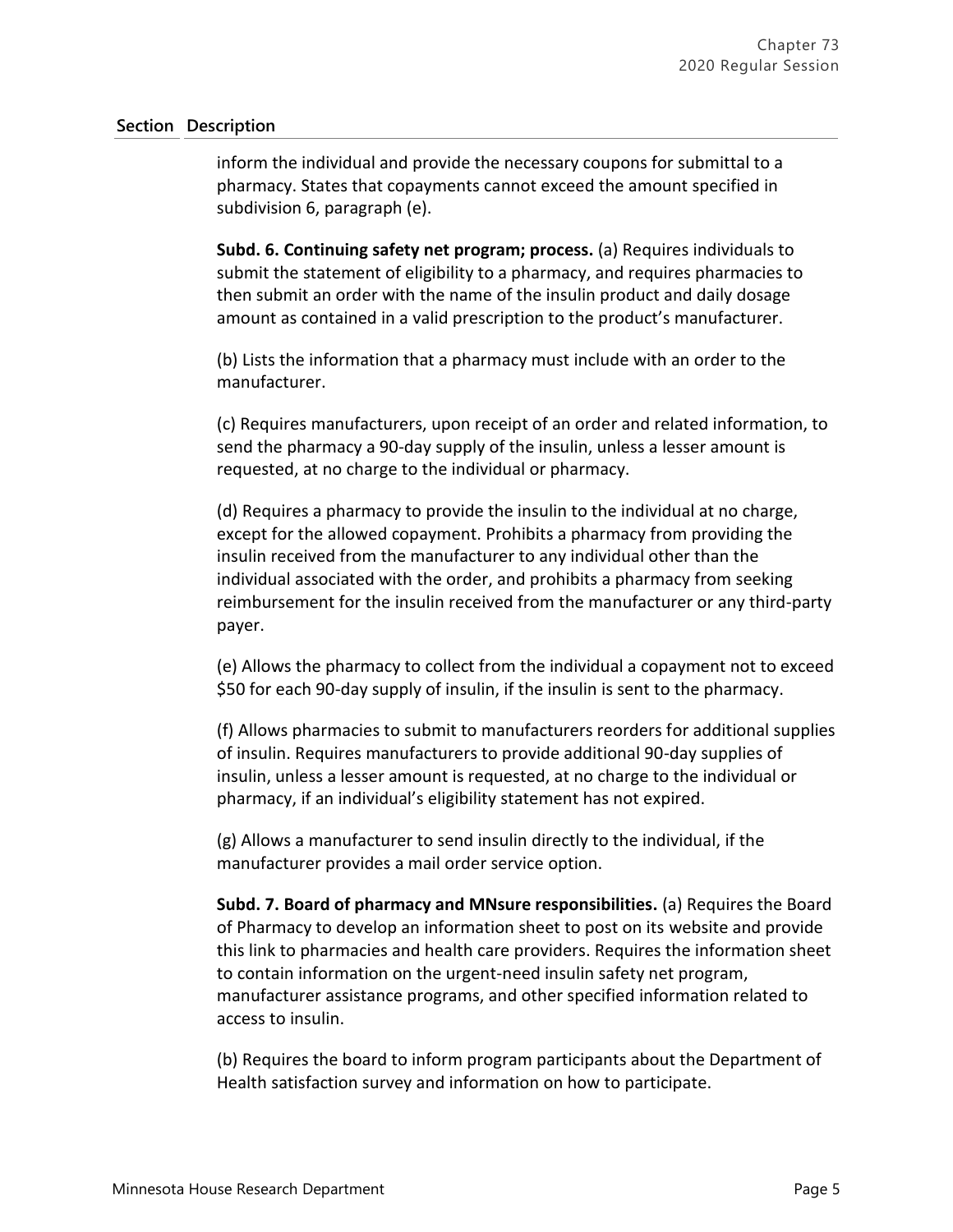| Section | Description |
|---|---|
| | inform the individual and provide the necessary coupons for submittal to a pharmacy. States that copayments cannot exceed the amount specified in subdivision 6, paragraph (e). |
| | **Subd. 6. Continuing safety net program; process.** (a) Requires individuals to submit the statement of eligibility to a pharmacy, and requires pharmacies to then submit an order with the name of the insulin product and daily dosage amount as contained in a valid prescription to the product's manufacturer. |
| | (b) Lists the information that a pharmacy must include with an order to the manufacturer. |
| | (c) Requires manufacturers, upon receipt of an order and related information, to send the pharmacy a 90-day supply of the insulin, unless a lesser amount is requested, at no charge to the individual or pharmacy. |
| | (d) Requires a pharmacy to provide the insulin to the individual at no charge, except for the allowed copayment. Prohibits a pharmacy from providing the insulin received from the manufacturer to any individual other than the individual associated with the order, and prohibits a pharmacy from seeking reimbursement for the insulin received from the manufacturer or any third-party payer. |
| | (e) Allows the pharmacy to collect from the individual a copayment not to exceed $50 for each 90-day supply of insulin, if the insulin is sent to the pharmacy. |
| | (f) Allows pharmacies to submit to manufacturers reorders for additional supplies of insulin. Requires manufacturers to provide additional 90-day supplies of insulin, unless a lesser amount is requested, at no charge to the individual or pharmacy, if an individual's eligibility statement has not expired. |
| | (g) Allows a manufacturer to send insulin directly to the individual, if the manufacturer provides a mail order service option. |
| | **Subd. 7. Board of pharmacy and MNsure responsibilities.** (a) Requires the Board of Pharmacy to develop an information sheet to post on its website and provide this link to pharmacies and health care providers. Requires the information sheet to contain information on the urgent-need insulin safety net program, manufacturer assistance programs, and other specified information related to access to insulin. |
| | (b) Requires the board to inform program participants about the Department of Health satisfaction survey and information on how to participate. |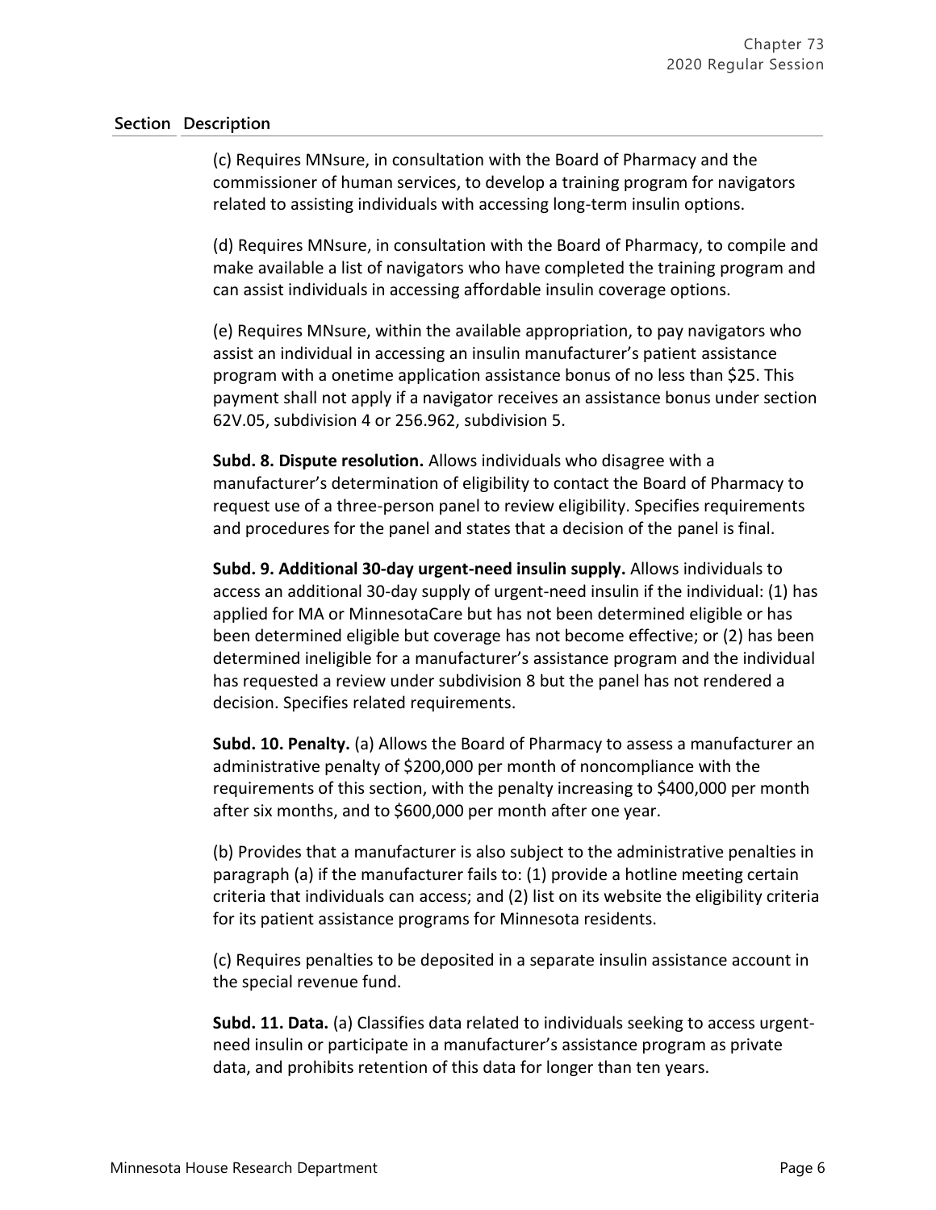| Section | Description |
|---|---|

(c) Requires MNsure, in consultation with the Board of Pharmacy and the commissioner of human services, to develop a training program for navigators related to assisting individuals with accessing long-term insulin options.

(d) Requires MNsure, in consultation with the Board of Pharmacy, to compile and make available a list of navigators who have completed the training program and can assist individuals in accessing affordable insulin coverage options.

(e) Requires MNsure, within the available appropriation, to pay navigators who assist an individual in accessing an insulin manufacturer's patient assistance program with a onetime application assistance bonus of no less than $25. This payment shall not apply if a navigator receives an assistance bonus under section 62V.05, subdivision 4 or 256.962, subdivision 5.

**Subd. 8. Dispute resolution.** Allows individuals who disagree with a manufacturer's determination of eligibility to contact the Board of Pharmacy to request use of a three-person panel to review eligibility. Specifies requirements and procedures for the panel and states that a decision of the panel is final.

**Subd. 9. Additional 30-day urgent-need insulin supply.** Allows individuals to access an additional 30-day supply of urgent-need insulin if the individual: (1) has applied for MA or MinnesotaCare but has not been determined eligible or has been determined eligible but coverage has not become effective; or (2) has been determined ineligible for a manufacturer's assistance program and the individual has requested a review under subdivision 8 but the panel has not rendered a decision. Specifies related requirements.

**Subd. 10. Penalty.** (a) Allows the Board of Pharmacy to assess a manufacturer an administrative penalty of $200,000 per month of noncompliance with the requirements of this section, with the penalty increasing to $400,000 per month after six months, and to $600,000 per month after one year.

(b) Provides that a manufacturer is also subject to the administrative penalties in paragraph (a) if the manufacturer fails to: (1) provide a hotline meeting certain criteria that individuals can access; and (2) list on its website the eligibility criteria for its patient assistance programs for Minnesota residents.

(c) Requires penalties to be deposited in a separate insulin assistance account in the special revenue fund.

**Subd. 11. Data.** (a) Classifies data related to individuals seeking to access urgent-need insulin or participate in a manufacturer's assistance program as private data, and prohibits retention of this data for longer than ten years.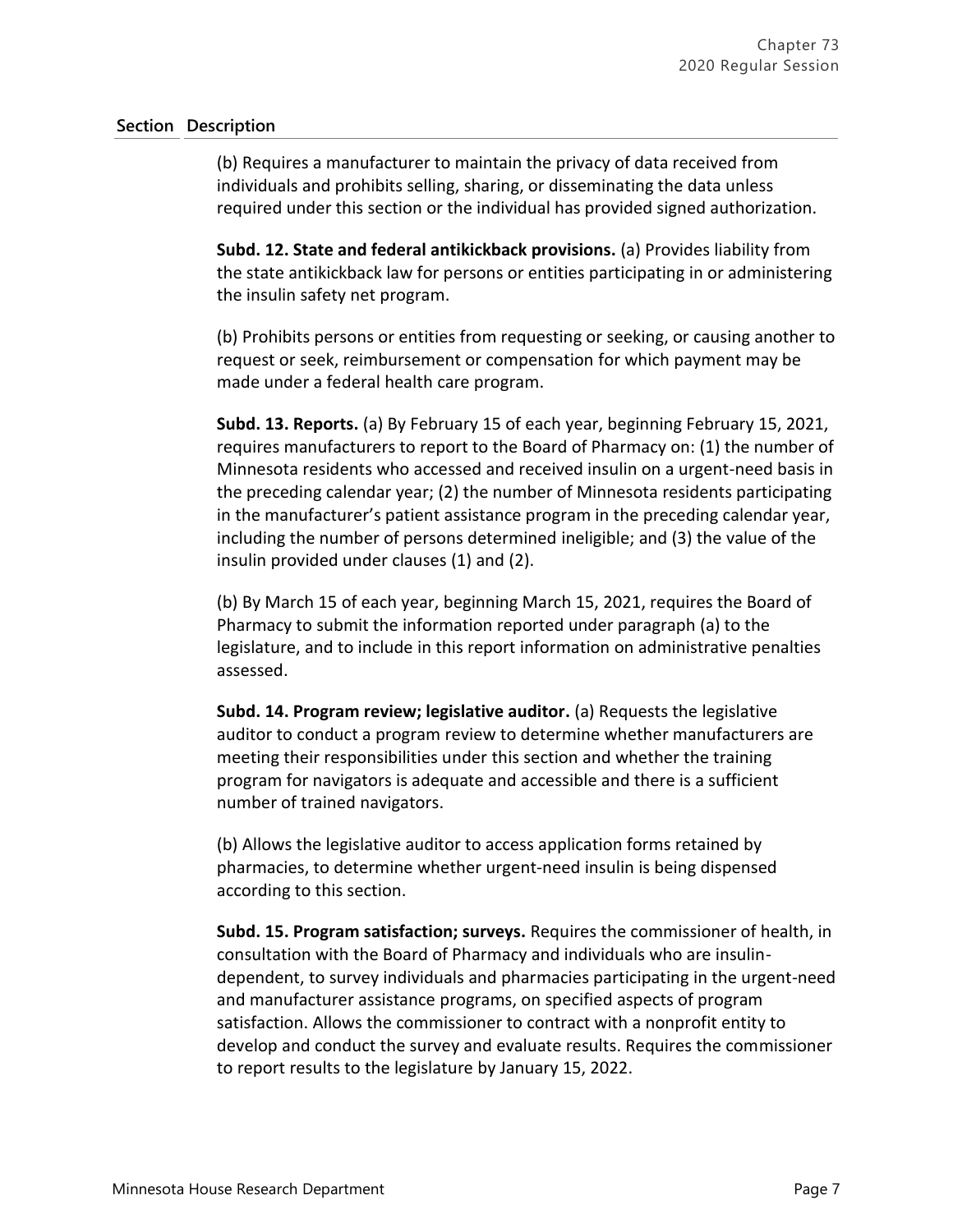| Section | Description |
|---|---|
| | (b) Requires a manufacturer to maintain the privacy of data received from individuals and prohibits selling, sharing, or disseminating the data unless required under this section or the individual has provided signed authorization. |
| | **Subd. 12. State and federal antikickback provisions.** (a) Provides liability from the state antikickback law for persons or entities participating in or administering the insulin safety net program. |
| | (b) Prohibits persons or entities from requesting or seeking, or causing another to request or seek, reimbursement or compensation for which payment may be made under a federal health care program. |
| | **Subd. 13. Reports.** (a) By February 15 of each year, beginning February 15, 2021, requires manufacturers to report to the Board of Pharmacy on: (1) the number of Minnesota residents who accessed and received insulin on a urgent-need basis in the preceding calendar year; (2) the number of Minnesota residents participating in the manufacturer's patient assistance program in the preceding calendar year, including the number of persons determined ineligible; and (3) the value of the insulin provided under clauses (1) and (2). |
| | (b) By March 15 of each year, beginning March 15, 2021, requires the Board of Pharmacy to submit the information reported under paragraph (a) to the legislature, and to include in this report information on administrative penalties assessed. |
| | **Subd. 14. Program review; legislative auditor.** (a) Requests the legislative auditor to conduct a program review to determine whether manufacturers are meeting their responsibilities under this section and whether the training program for navigators is adequate and accessible and there is a sufficient number of trained navigators. |
| | (b) Allows the legislative auditor to access application forms retained by pharmacies, to determine whether urgent-need insulin is being dispensed according to this section. |
| | **Subd. 15. Program satisfaction; surveys.** Requires the commissioner of health, in consultation with the Board of Pharmacy and individuals who are insulin-dependent, to survey individuals and pharmacies participating in the urgent-need and manufacturer assistance programs, on specified aspects of program satisfaction. Allows the commissioner to contract with a nonprofit entity to develop and conduct the survey and evaluate results. Requires the commissioner to report results to the legislature by January 15, 2022. |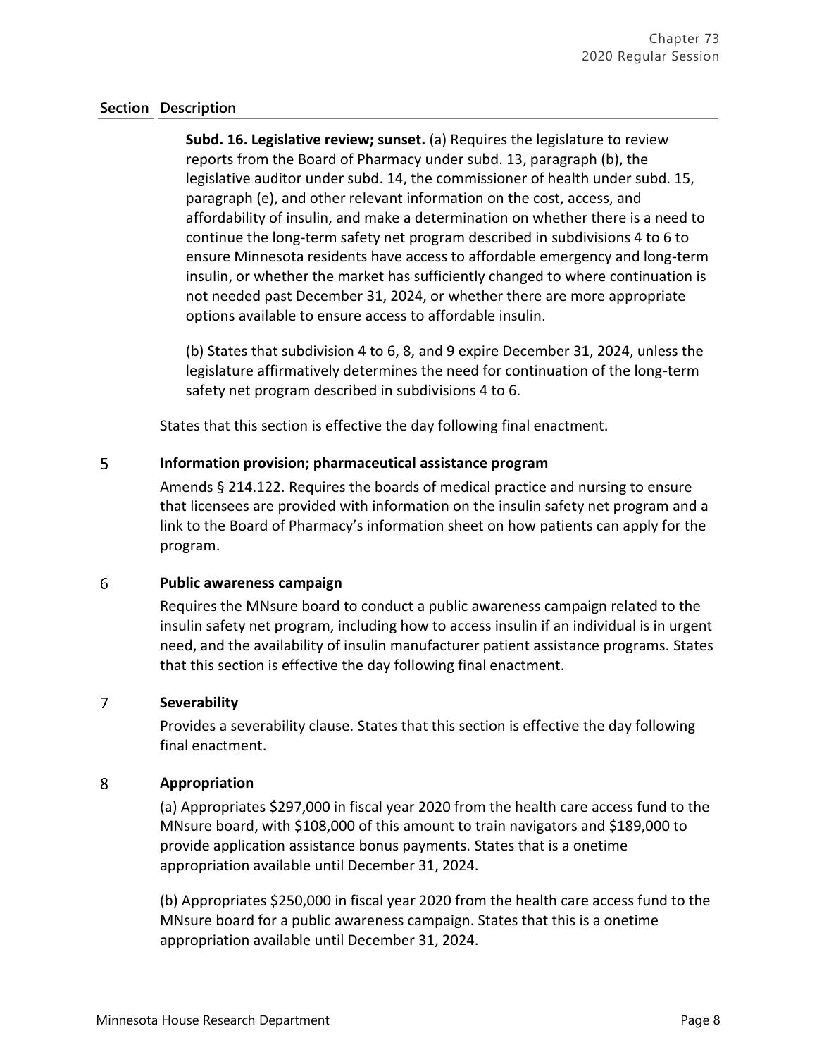| Section | Description |
|---|---|
| | **Subd. 16. Legislative review; sunset.** (a) Requires the legislature to review reports from the Board of Pharmacy under subd. 13, paragraph (b), the legislative auditor under subd. 14, the commissioner of health under subd. 15, paragraph (e), and other relevant information on the cost, access, and affordability of insulin, and make a determination on whether there is a need to continue the long-term safety net program described in subdivisions 4 to 6 to ensure Minnesota residents have access to affordable emergency and long-term insulin, or whether the market has sufficiently changed to where continuation is not needed past December 31, 2024, or whether there are more appropriate options available to ensure access to affordable insulin.<br><br>(b) States that subdivision 4 to 6, 8, and 9 expire December 31, 2024, unless the legislature affirmatively determines the need for continuation of the long-term safety net program described in subdivisions 4 to 6.<br><br>States that this section is effective the day following final enactment. |
| 5 | **Information provision; pharmaceutical assistance program**<br><br>Amends § 214.122. Requires the boards of medical practice and nursing to ensure that licensees are provided with information on the insulin safety net program and a link to the Board of Pharmacy's information sheet on how patients can apply for the program. |
| 6 | **Public awareness campaign**<br><br>Requires the MNsure board to conduct a public awareness campaign related to the insulin safety net program, including how to access insulin if an individual is in urgent need, and the availability of insulin manufacturer patient assistance programs. States that this section is effective the day following final enactment. |
| 7 | **Severability**<br><br>Provides a severability clause. States that this section is effective the day following final enactment. |
| 8 | **Appropriation**<br><br>(a) Appropriates $297,000 in fiscal year 2020 from the health care access fund to the MNsure board, with $108,000 of this amount to train navigators and $189,000 to provide application assistance bonus payments. States that is a onetime appropriation available until December 31, 2024.<br><br>(b) Appropriates $250,000 in fiscal year 2020 from the health care access fund to the MNsure board for a public awareness campaign. States that this is a onetime appropriation available until December 31, 2024. |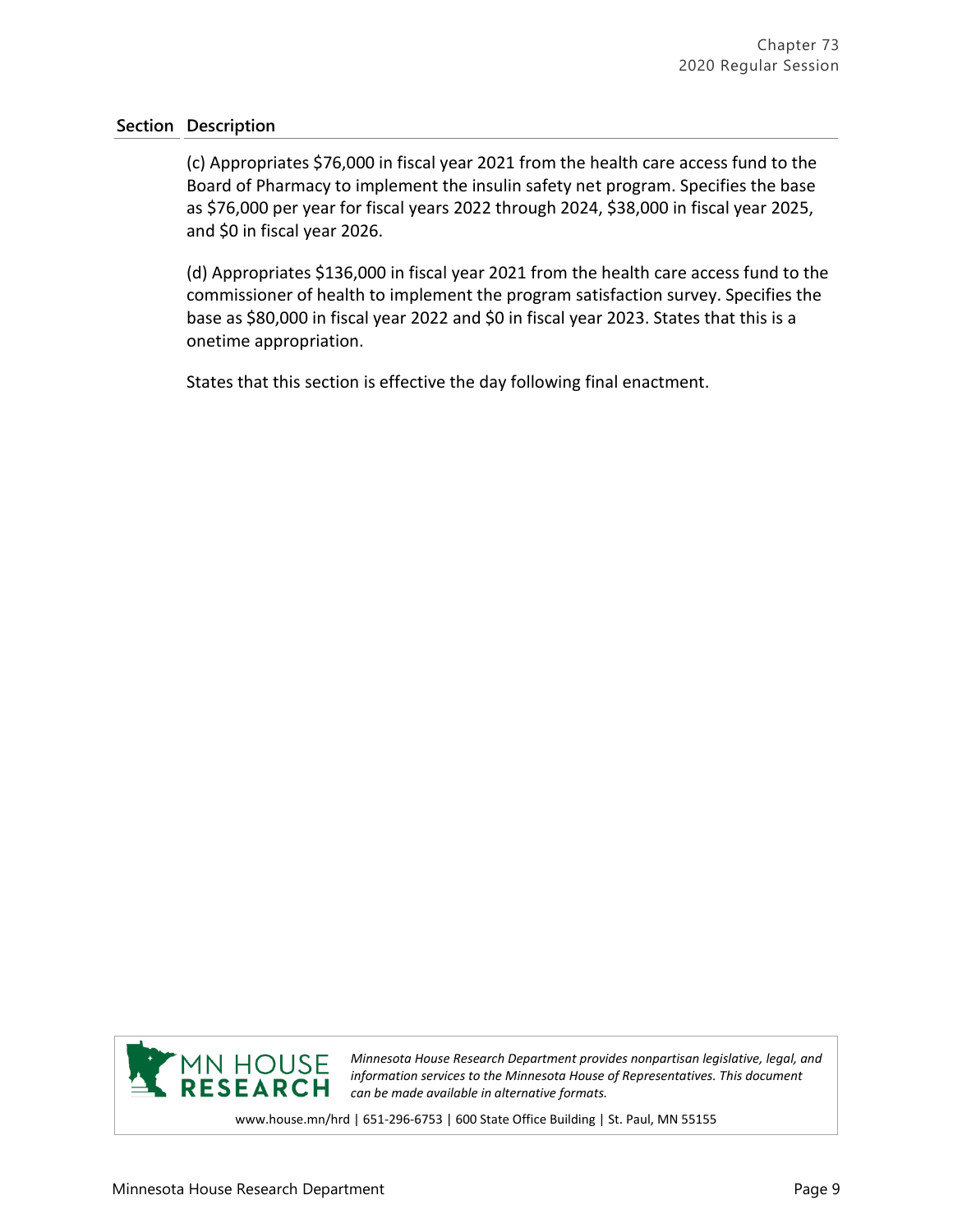| Section | Description |
|---|---|
| | (c) Appropriates $76,000 in fiscal year 2021 from the health care access fund to the Board of Pharmacy to implement the insulin safety net program. Specifies the base as $76,000 per year for fiscal years 2022 through 2024, $38,000 in fiscal year 2025, and $0 in fiscal year 2026.<br><br>(d) Appropriates $136,000 in fiscal year 2021 from the health care access fund to the commissioner of health to implement the program satisfaction survey. Specifies the base as $80,000 in fiscal year 2022 and $0 in fiscal year 2023. States that this is a onetime appropriation.<br><br>States that this section is effective the day following final enactment. |

MN HOUSE RESEARCH

*Minnesota House Research Department provides nonpartisan legislative, legal, and information services to the Minnesota House of Representatives. This document can be made available in alternative formats.*

www.house.mn/hrd | 651-296-6753 | 600 State Office Building | St. Paul, MN 55155